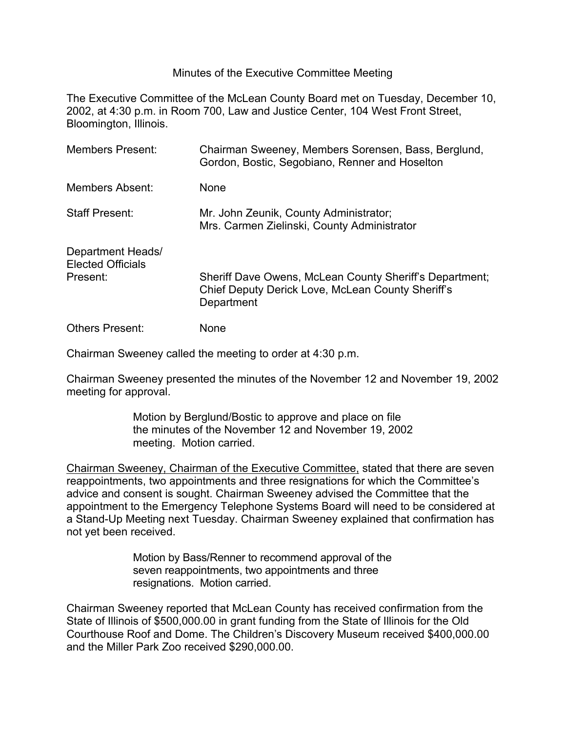# Minutes of the Executive Committee Meeting

The Executive Committee of the McLean County Board met on Tuesday, December 10, 2002, at 4:30 p.m. in Room 700, Law and Justice Center, 104 West Front Street, Bloomington, Illinois.

| | |
|---|---|
| Members Present: | Chairman Sweeney, Members Sorensen, Bass, Berglund, Gordon, Bostic, Segobiano, Renner and Hoselton |
| Members Absent: | None |
| Staff Present: | Mr. John Zeunik, County Administrator; Mrs. Carmen Zielinski, County Administrator |
| Department Heads/ Elected Officials Present: | Sheriff Dave Owens, McLean County Sheriff's Department; Chief Deputy Derick Love, McLean County Sheriff's Department |
| Others Present: | None |

Chairman Sweeney called the meeting to order at 4:30 p.m.

Chairman Sweeney presented the minutes of the November 12 and November 19, 2002 meeting for approval.

> Motion by Berglund/Bostic to approve and place on file the minutes of the November 12 and November 19, 2002 meeting. Motion carried.

Chairman Sweeney, Chairman of the Executive Committee, stated that there are seven reappointments, two appointments and three resignations for which the Committee's advice and consent is sought. Chairman Sweeney advised the Committee that the appointment to the Emergency Telephone Systems Board will need to be considered at a Stand-Up Meeting next Tuesday. Chairman Sweeney explained that confirmation has not yet been received.

> Motion by Bass/Renner to recommend approval of the seven reappointments, two appointments and three resignations. Motion carried.

Chairman Sweeney reported that McLean County has received confirmation from the State of Illinois of $500,000.00 in grant funding from the State of Illinois for the Old Courthouse Roof and Dome. The Children's Discovery Museum received $400,000.00 and the Miller Park Zoo received $290,000.00.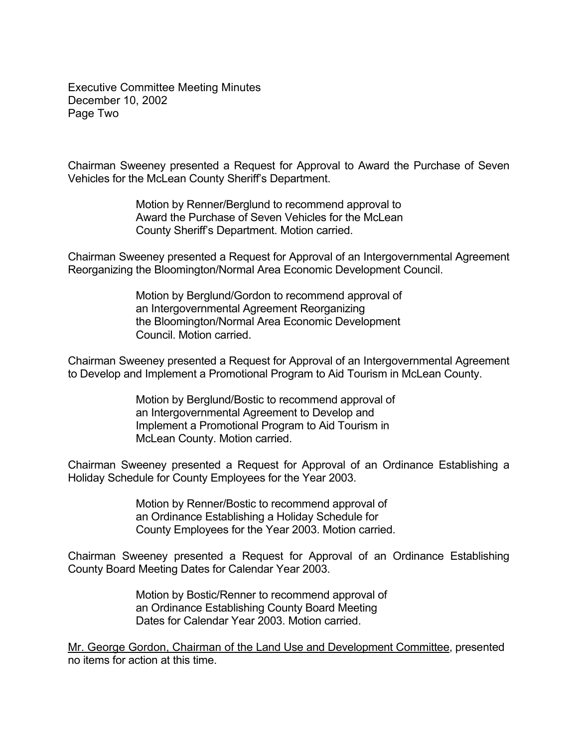Chairman Sweeney presented a Request for Approval to Award the Purchase of Seven Vehicles for the McLean County Sheriff's Department.

> Motion by Renner/Berglund to recommend approval to Award the Purchase of Seven Vehicles for the McLean County Sheriff's Department. Motion carried.

Chairman Sweeney presented a Request for Approval of an Intergovernmental Agreement Reorganizing the Bloomington/Normal Area Economic Development Council.

> Motion by Berglund/Gordon to recommend approval of an Intergovernmental Agreement Reorganizing the Bloomington/Normal Area Economic Development Council. Motion carried.

Chairman Sweeney presented a Request for Approval of an Intergovernmental Agreement to Develop and Implement a Promotional Program to Aid Tourism in McLean County.

> Motion by Berglund/Bostic to recommend approval of an Intergovernmental Agreement to Develop and Implement a Promotional Program to Aid Tourism in McLean County. Motion carried.

Chairman Sweeney presented a Request for Approval of an Ordinance Establishing a Holiday Schedule for County Employees for the Year 2003.

> Motion by Renner/Bostic to recommend approval of an Ordinance Establishing a Holiday Schedule for County Employees for the Year 2003. Motion carried.

Chairman Sweeney presented a Request for Approval of an Ordinance Establishing County Board Meeting Dates for Calendar Year 2003.

> Motion by Bostic/Renner to recommend approval of an Ordinance Establishing County Board Meeting Dates for Calendar Year 2003. Motion carried.

<u>Mr. George Gordon, Chairman of the Land Use and Development Committee</u>, presented no items for action at this time.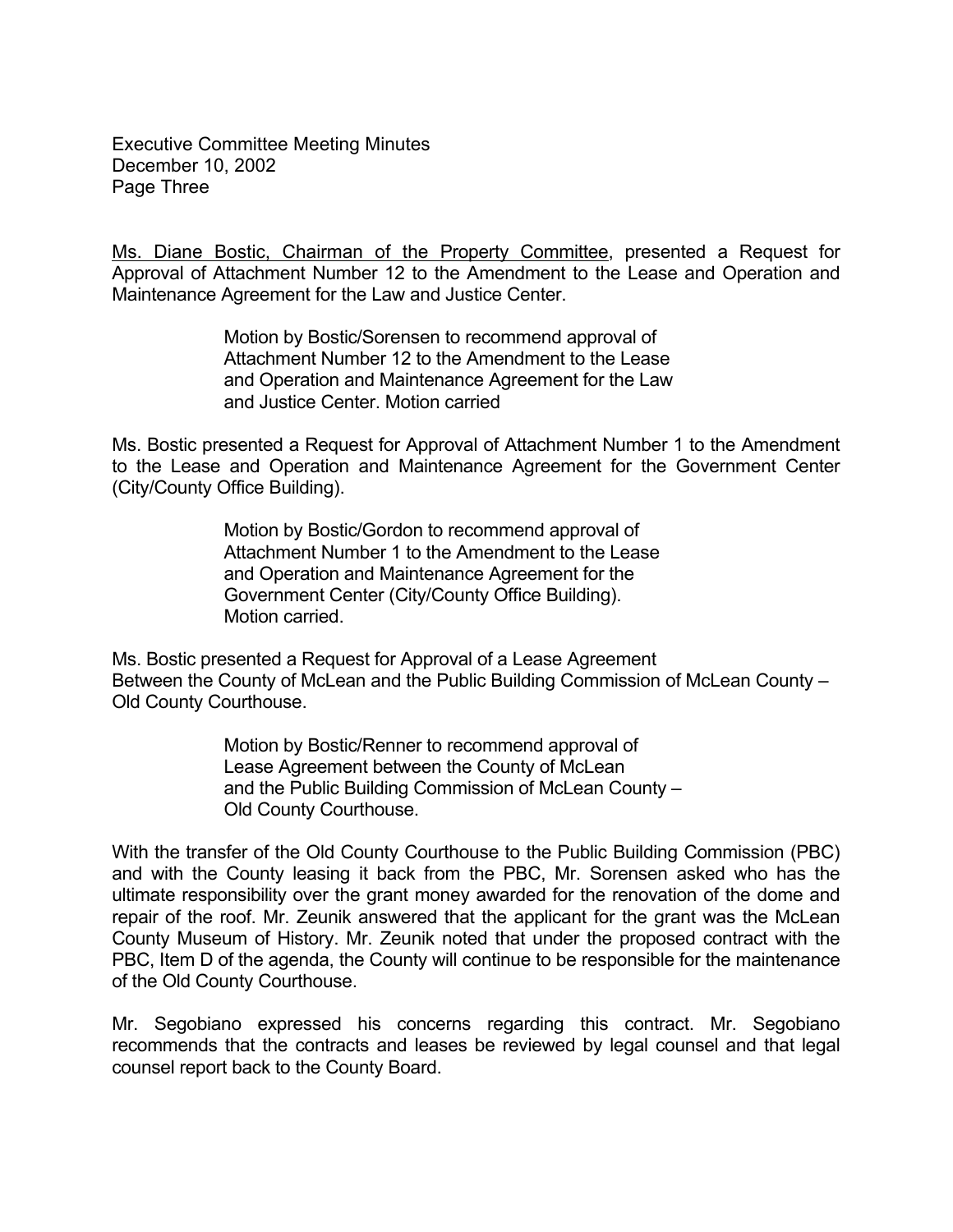<u>Ms. Diane Bostic, Chairman of the Property Committee</u>, presented a Request for Approval of Attachment Number 12 to the Amendment to the Lease and Operation and Maintenance Agreement for the Law and Justice Center.

> Motion by Bostic/Sorensen to recommend approval of Attachment Number 12 to the Amendment to the Lease and Operation and Maintenance Agreement for the Law and Justice Center. Motion carried

Ms. Bostic presented a Request for Approval of Attachment Number 1 to the Amendment to the Lease and Operation and Maintenance Agreement for the Government Center (City/County Office Building).

> Motion by Bostic/Gordon to recommend approval of Attachment Number 1 to the Amendment to the Lease and Operation and Maintenance Agreement for the Government Center (City/County Office Building). Motion carried.

Ms. Bostic presented a Request for Approval of a Lease Agreement Between the County of McLean and the Public Building Commission of McLean County – Old County Courthouse.

> Motion by Bostic/Renner to recommend approval of Lease Agreement between the County of McLean and the Public Building Commission of McLean County – Old County Courthouse.

With the transfer of the Old County Courthouse to the Public Building Commission (PBC) and with the County leasing it back from the PBC, Mr. Sorensen asked who has the ultimate responsibility over the grant money awarded for the renovation of the dome and repair of the roof. Mr. Zeunik answered that the applicant for the grant was the McLean County Museum of History. Mr. Zeunik noted that under the proposed contract with the PBC, Item D of the agenda, the County will continue to be responsible for the maintenance of the Old County Courthouse.

Mr. Segobiano expressed his concerns regarding this contract. Mr. Segobiano recommends that the contracts and leases be reviewed by legal counsel and that legal counsel report back to the County Board.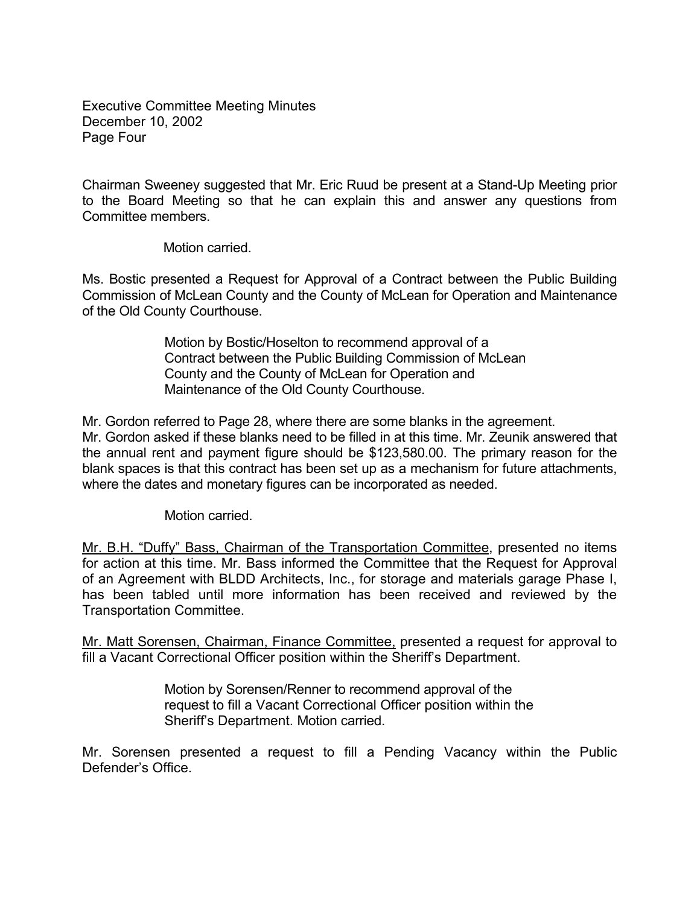Chairman Sweeney suggested that Mr. Eric Ruud be present at a Stand-Up Meeting prior to the Board Meeting so that he can explain this and answer any questions from Committee members.

Motion carried.

Ms. Bostic presented a Request for Approval of a Contract between the Public Building Commission of McLean County and the County of McLean for Operation and Maintenance of the Old County Courthouse.

> Motion by Bostic/Hoselton to recommend approval of a Contract between the Public Building Commission of McLean County and the County of McLean for Operation and Maintenance of the Old County Courthouse.

Mr. Gordon referred to Page 28, where there are some blanks in the agreement. Mr. Gordon asked if these blanks need to be filled in at this time. Mr. Zeunik answered that the annual rent and payment figure should be $123,580.00. The primary reason for the blank spaces is that this contract has been set up as a mechanism for future attachments, where the dates and monetary figures can be incorporated as needed.

Motion carried.

Mr. B.H. "Duffy" Bass, Chairman of the Transportation Committee, presented no items for action at this time. Mr. Bass informed the Committee that the Request for Approval of an Agreement with BLDD Architects, Inc., for storage and materials garage Phase I, has been tabled until more information has been received and reviewed by the Transportation Committee.

Mr. Matt Sorensen, Chairman, Finance Committee, presented a request for approval to fill a Vacant Correctional Officer position within the Sheriff's Department.

> Motion by Sorensen/Renner to recommend approval of the request to fill a Vacant Correctional Officer position within the Sheriff's Department. Motion carried.

Mr. Sorensen presented a request to fill a Pending Vacancy within the Public Defender's Office.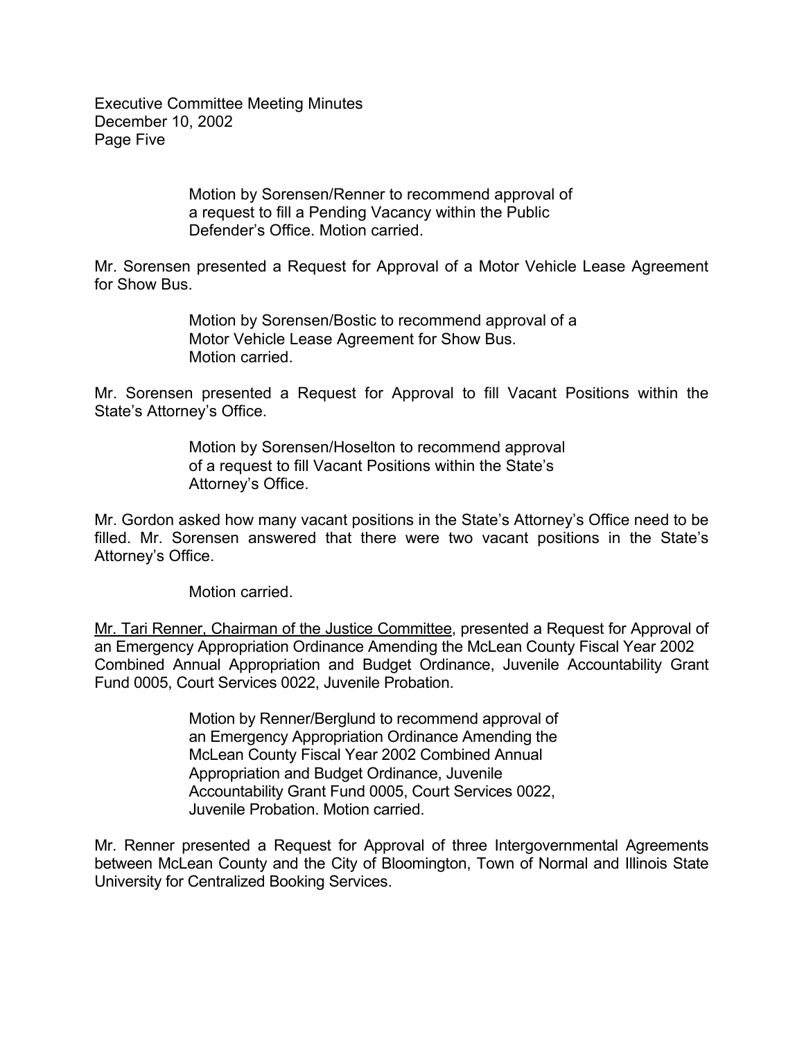Motion by Sorensen/Renner to recommend approval of a request to fill a Pending Vacancy within the Public Defender's Office. Motion carried.

Mr. Sorensen presented a Request for Approval of a Motor Vehicle Lease Agreement for Show Bus.

Motion by Sorensen/Bostic to recommend approval of a Motor Vehicle Lease Agreement for Show Bus. Motion carried.

Mr. Sorensen presented a Request for Approval to fill Vacant Positions within the State's Attorney's Office.

Motion by Sorensen/Hoselton to recommend approval of a request to fill Vacant Positions within the State's Attorney's Office.

Mr. Gordon asked how many vacant positions in the State's Attorney's Office need to be filled. Mr. Sorensen answered that there were two vacant positions in the State's Attorney's Office.

Motion carried.

<u>Mr. Tari Renner, Chairman of the Justice Committee</u>, presented a Request for Approval of an Emergency Appropriation Ordinance Amending the McLean County Fiscal Year 2002 Combined Annual Appropriation and Budget Ordinance, Juvenile Accountability Grant Fund 0005, Court Services 0022, Juvenile Probation.

Motion by Renner/Berglund to recommend approval of an Emergency Appropriation Ordinance Amending the McLean County Fiscal Year 2002 Combined Annual Appropriation and Budget Ordinance, Juvenile Accountability Grant Fund 0005, Court Services 0022, Juvenile Probation. Motion carried.

Mr. Renner presented a Request for Approval of three Intergovernmental Agreements between McLean County and the City of Bloomington, Town of Normal and Illinois State University for Centralized Booking Services.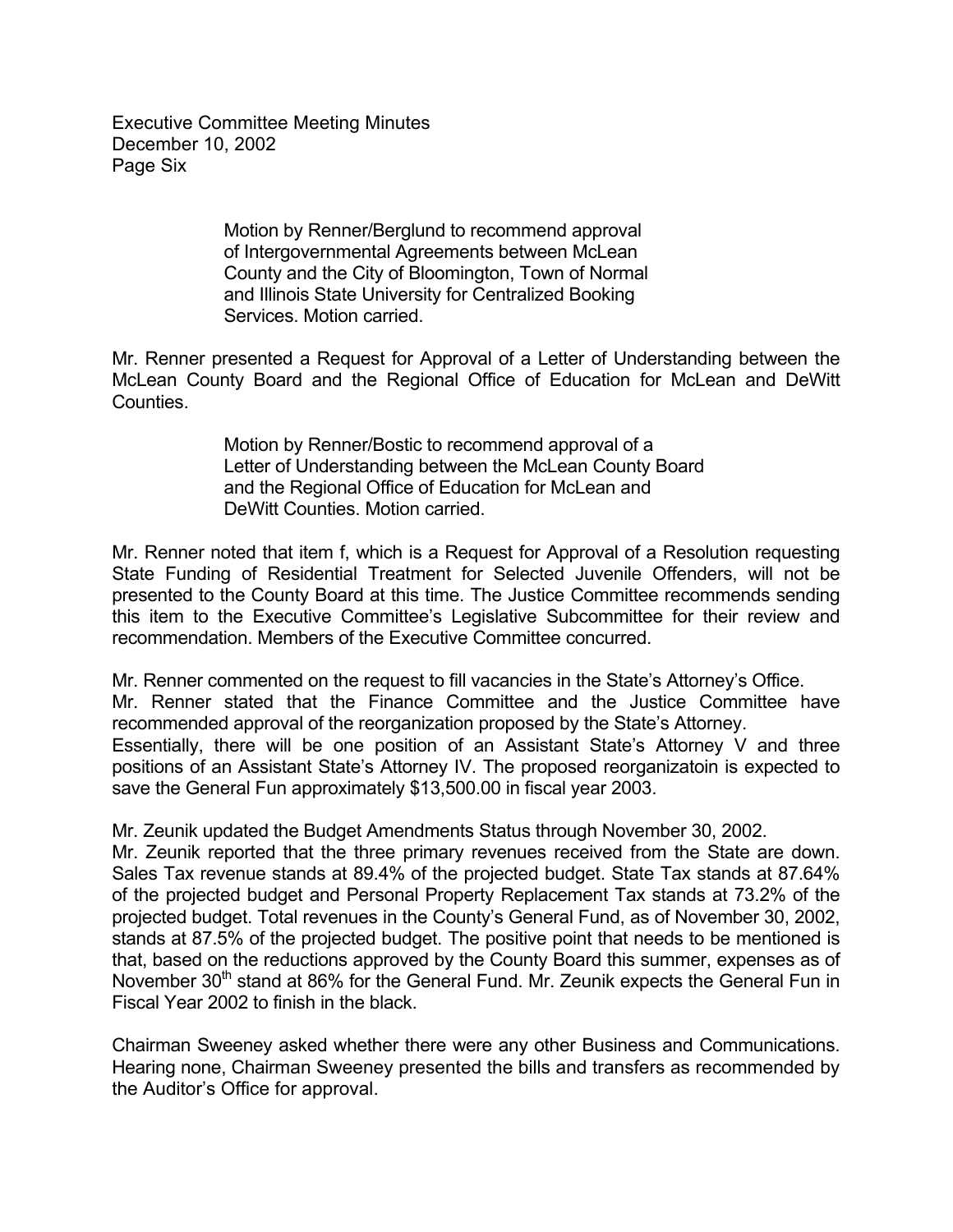Motion by Renner/Berglund to recommend approval of Intergovernmental Agreements between McLean County and the City of Bloomington, Town of Normal and Illinois State University for Centralized Booking Services. Motion carried.

Mr. Renner presented a Request for Approval of a Letter of Understanding between the McLean County Board and the Regional Office of Education for McLean and DeWitt Counties.

Motion by Renner/Bostic to recommend approval of a Letter of Understanding between the McLean County Board and the Regional Office of Education for McLean and DeWitt Counties. Motion carried.

Mr. Renner noted that item f, which is a Request for Approval of a Resolution requesting State Funding of Residential Treatment for Selected Juvenile Offenders, will not be presented to the County Board at this time. The Justice Committee recommends sending this item to the Executive Committee's Legislative Subcommittee for their review and recommendation. Members of the Executive Committee concurred.

Mr. Renner commented on the request to fill vacancies in the State's Attorney's Office.
Mr. Renner stated that the Finance Committee and the Justice Committee have recommended approval of the reorganization proposed by the State's Attorney.
Essentially, there will be one position of an Assistant State's Attorney V and three positions of an Assistant State's Attorney IV. The proposed reorganizatoin is expected to save the General Fun approximately $13,500.00 in fiscal year 2003.

Mr. Zeunik updated the Budget Amendments Status through November 30, 2002.
Mr. Zeunik reported that the three primary revenues received from the State are down. Sales Tax revenue stands at 89.4% of the projected budget. State Tax stands at 87.64% of the projected budget and Personal Property Replacement Tax stands at 73.2% of the projected budget. Total revenues in the County's General Fund, as of November 30, 2002, stands at 87.5% of the projected budget. The positive point that needs to be mentioned is that, based on the reductions approved by the County Board this summer, expenses as of November 30th stand at 86% for the General Fund. Mr. Zeunik expects the General Fun in Fiscal Year 2002 to finish in the black.

Chairman Sweeney asked whether there were any other Business and Communications. Hearing none, Chairman Sweeney presented the bills and transfers as recommended by the Auditor's Office for approval.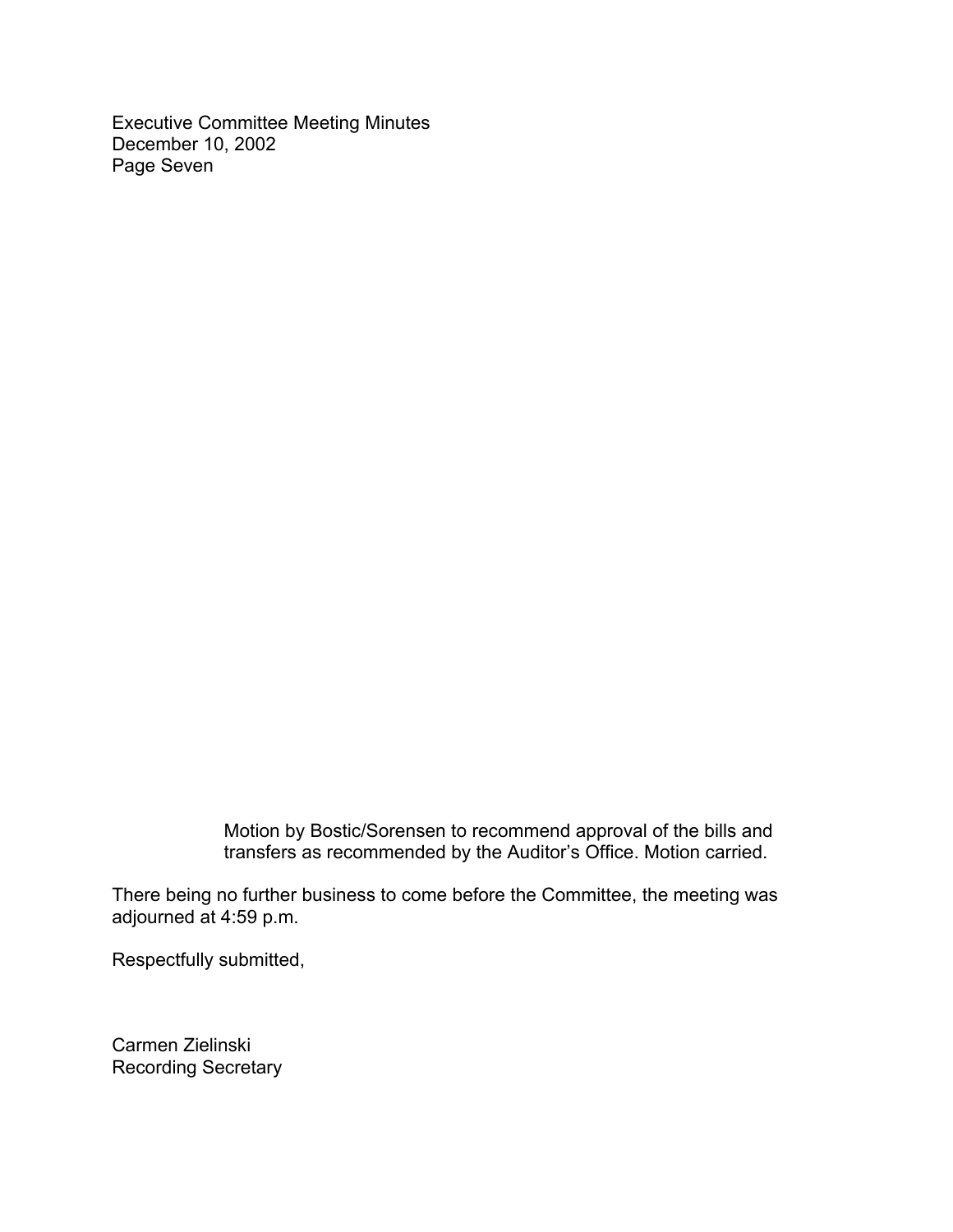Motion by Bostic/Sorensen to recommend approval of the bills and transfers as recommended by the Auditor's Office. Motion carried.

There being no further business to come before the Committee, the meeting was adjourned at 4:59 p.m.

Respectfully submitted,

Carmen Zielinski
Recording Secretary